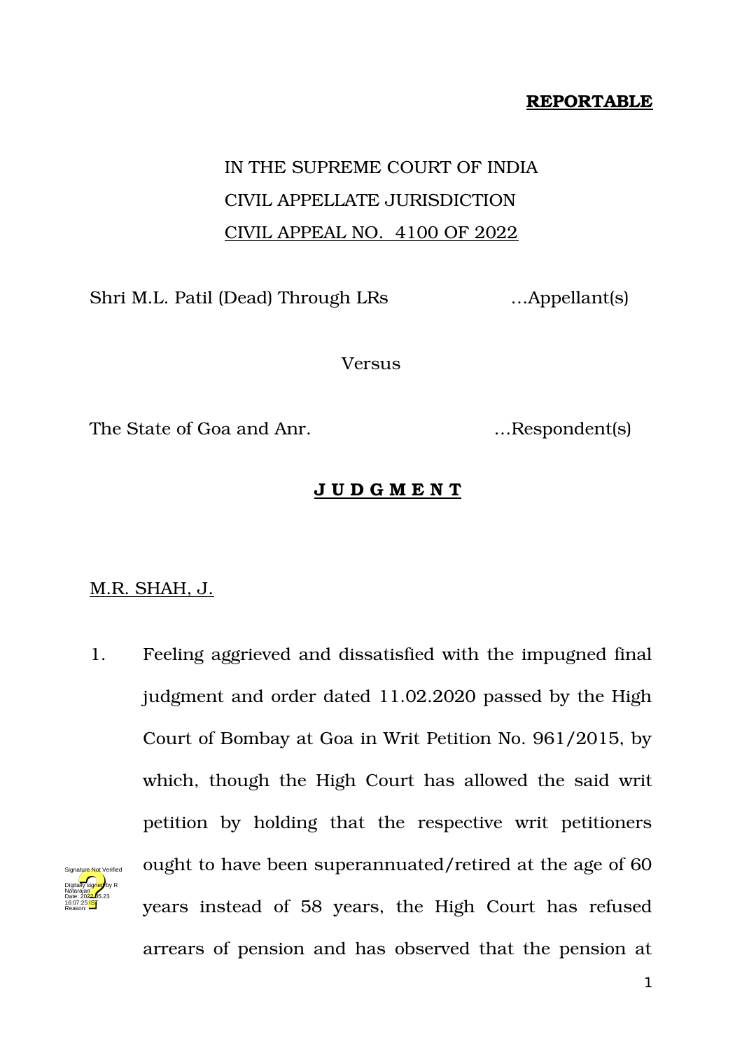**REPORTABLE**

IN THE SUPREME COURT OF INDIA
CIVIL APPELLATE JURISDICTION
CIVIL APPEAL NO. 4100 OF 2022

Shri M.L. Patil (Dead) Through LRs …Appellant(s)

Versus

The State of Goa and Anr. …Respondent(s)

**J U D G M E N T**

M.R. SHAH, J.

1. Feeling aggrieved and dissatisfied with the impugned final judgment and order dated 11.02.2020 passed by the High Court of Bombay at Goa in Writ Petition No. 961/2015, by which, though the High Court has allowed the said writ petition by holding that the respective writ petitioners ought to have been superannuated/retired at the age of 60 years instead of 58 years, the High Court has refused arrears of pension and has observed that the pension at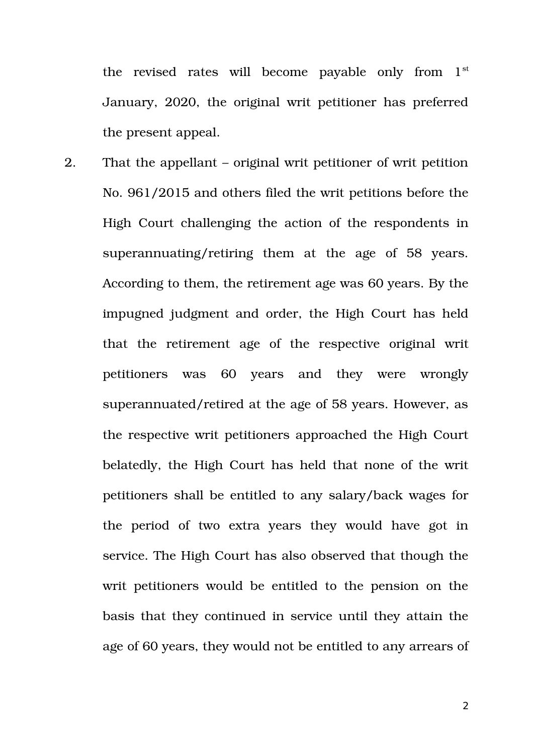the revised rates will become payable only from 1st January, 2020, the original writ petitioner has preferred the present appeal.

2. That the appellant – original writ petitioner of writ petition No. 961/2015 and others filed the writ petitions before the High Court challenging the action of the respondents in superannuating/retiring them at the age of 58 years. According to them, the retirement age was 60 years. By the impugned judgment and order, the High Court has held that the retirement age of the respective original writ petitioners was 60 years and they were wrongly superannuated/retired at the age of 58 years. However, as the respective writ petitioners approached the High Court belatedly, the High Court has held that none of the writ petitioners shall be entitled to any salary/back wages for the period of two extra years they would have got in service. The High Court has also observed that though the writ petitioners would be entitled to the pension on the basis that they continued in service until they attain the age of 60 years, they would not be entitled to any arrears of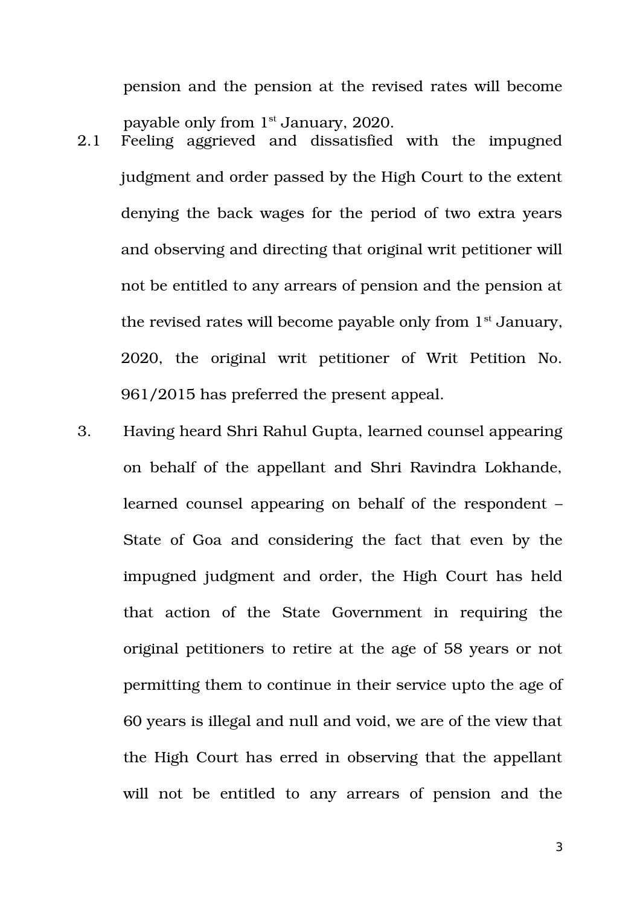pension and the pension at the revised rates will become payable only from 1st January, 2020.

2.1 Feeling aggrieved and dissatisfied with the impugned judgment and order passed by the High Court to the extent denying the back wages for the period of two extra years and observing and directing that original writ petitioner will not be entitled to any arrears of pension and the pension at the revised rates will become payable only from 1st January, 2020, the original writ petitioner of Writ Petition No. 961/2015 has preferred the present appeal.

3. Having heard Shri Rahul Gupta, learned counsel appearing on behalf of the appellant and Shri Ravindra Lokhande, learned counsel appearing on behalf of the respondent – State of Goa and considering the fact that even by the impugned judgment and order, the High Court has held that action of the State Government in requiring the original petitioners to retire at the age of 58 years or not permitting them to continue in their service upto the age of 60 years is illegal and null and void, we are of the view that the High Court has erred in observing that the appellant will not be entitled to any arrears of pension and the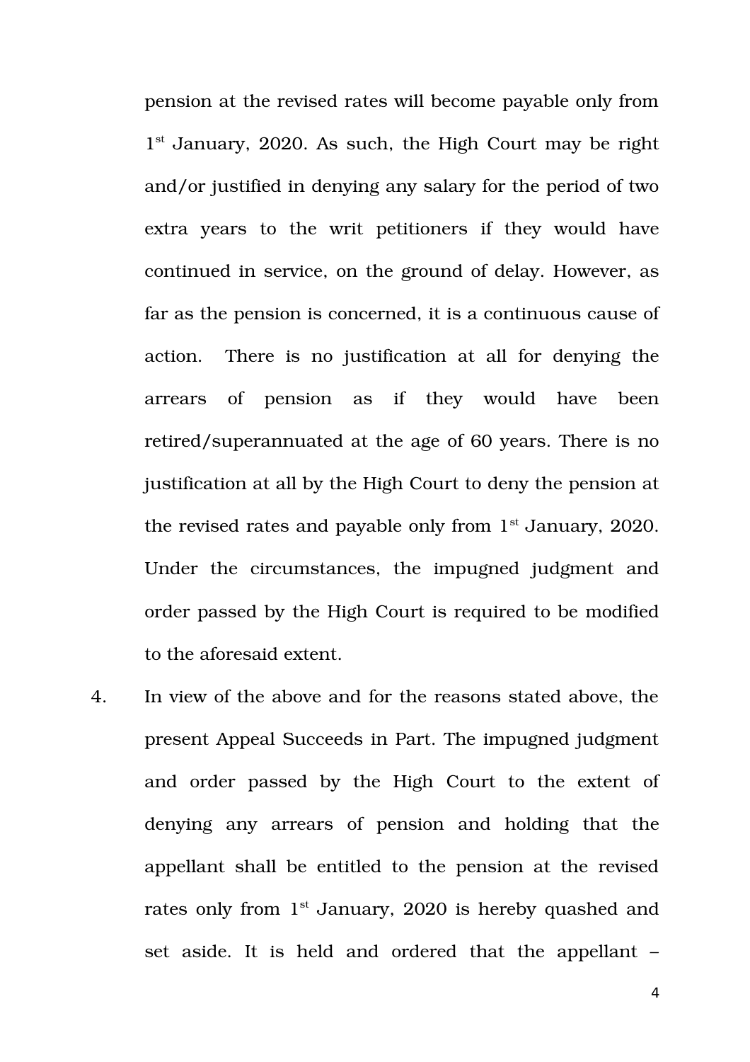pension at the revised rates will become payable only from 1st January, 2020. As such, the High Court may be right and/or justified in denying any salary for the period of two extra years to the writ petitioners if they would have continued in service, on the ground of delay. However, as far as the pension is concerned, it is a continuous cause of action. There is no justification at all for denying the arrears of pension as if they would have been retired/superannuated at the age of 60 years. There is no justification at all by the High Court to deny the pension at the revised rates and payable only from 1st January, 2020. Under the circumstances, the impugned judgment and order passed by the High Court is required to be modified to the aforesaid extent.

4. In view of the above and for the reasons stated above, the present Appeal Succeeds in Part. The impugned judgment and order passed by the High Court to the extent of denying any arrears of pension and holding that the appellant shall be entitled to the pension at the revised rates only from 1st January, 2020 is hereby quashed and set aside. It is held and ordered that the appellant –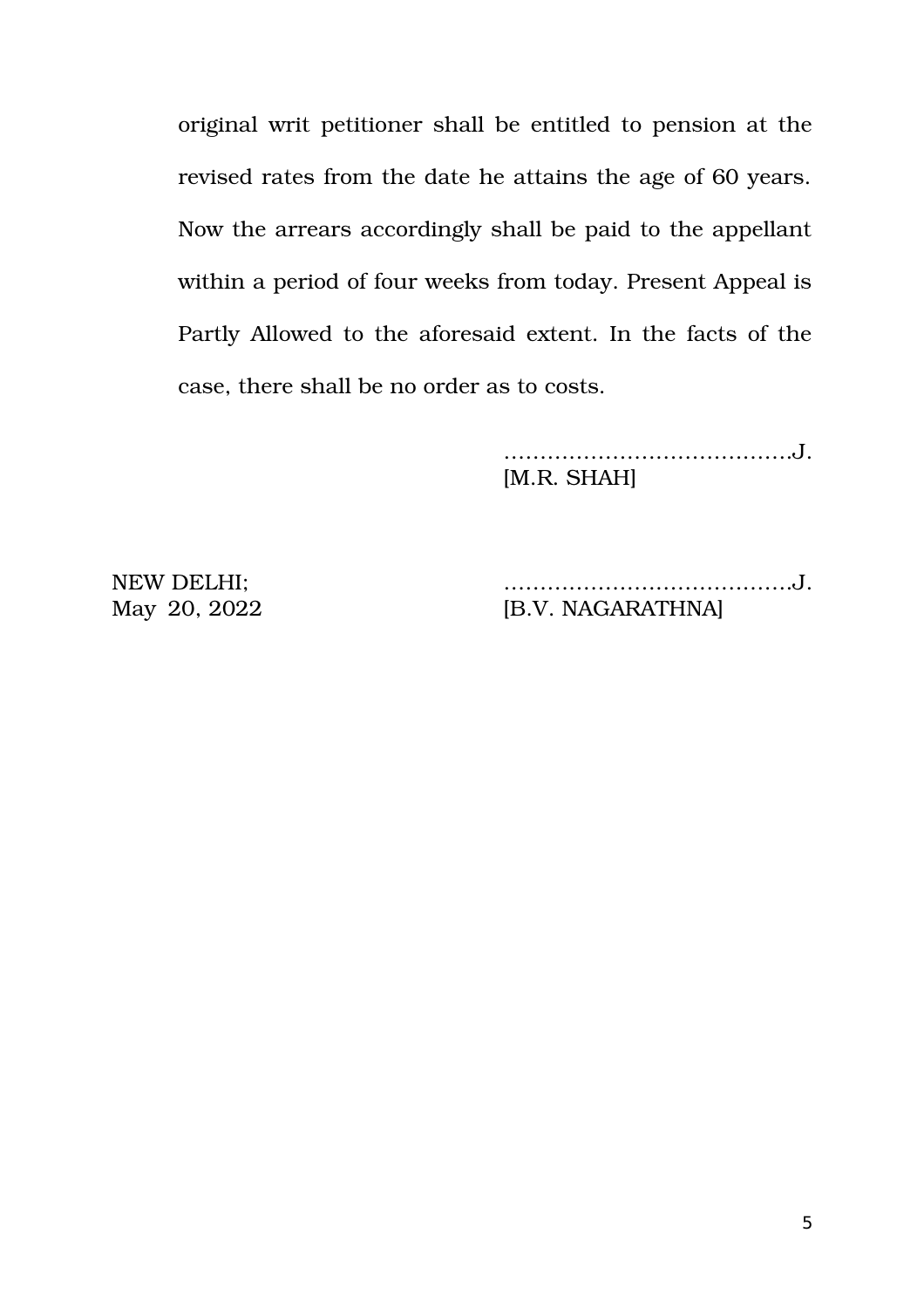original writ petitioner shall be entitled to pension at the revised rates from the date he attains the age of 60 years. Now the arrears accordingly shall be paid to the appellant within a period of four weeks from today. Present Appeal is Partly Allowed to the aforesaid extent. In the facts of the case, there shall be no order as to costs.

………………………………….J.
[M.R. SHAH]

NEW DELHI;
May 20, 2022

………………………………….J.
[B.V. NAGARATHNA]